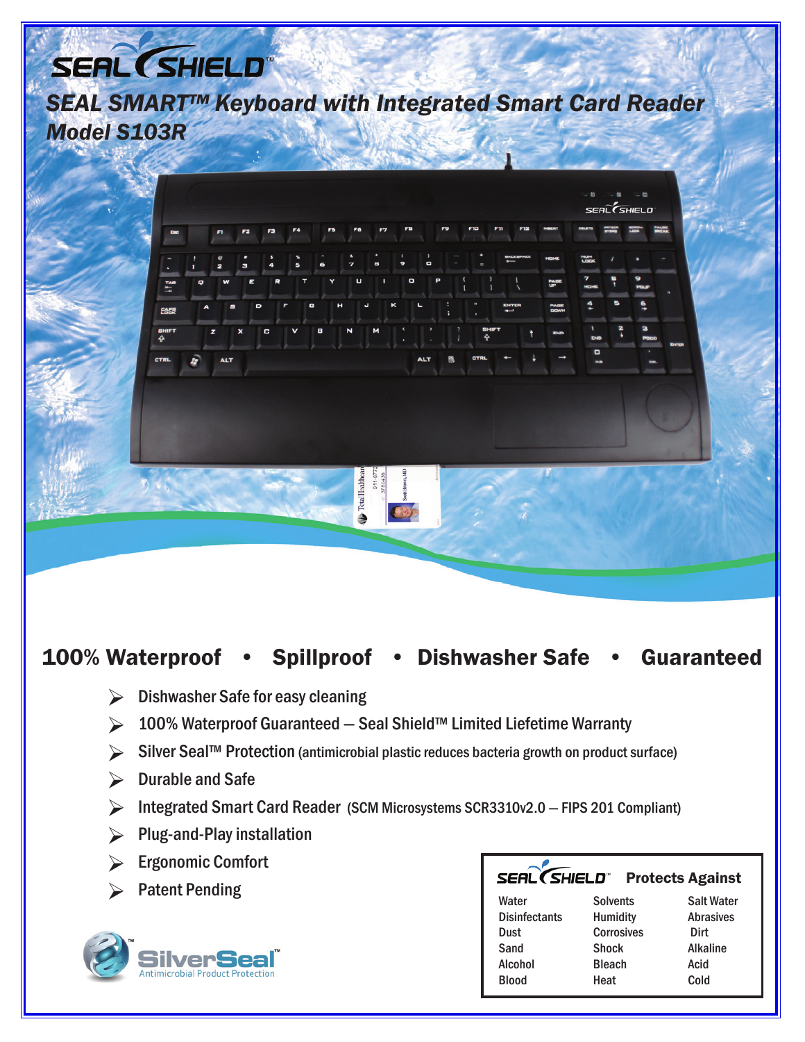# SEAL SHIELD™

## *SEAL SMART™ Keyboard with Integrated Smart Card Reader*
## *Model S103R*

## 100% Waterproof • Spillproof • Dishwasher Safe • Guaranteed

- Dishwasher Safe for easy cleaning
- 100% Waterproof Guaranteed – Seal Shield™ Limited Liefetime Warranty
- Silver Seal™ Protection (antimicrobial plastic reduces bacteria growth on product surface)
- Durable and Safe
- Integrated Smart Card Reader (SCM Microsystems SCR3310v2.0 – FIPS 201 Compliant)
- Plug-and-Play installation
- Ergonomic Comfort
- Patent Pending

SilverSeal™ Antimicrobial Product Protection

**SEAL SHIELD™ Protects Against**

| | | |
|---|---|---|
| Water | Solvents | Salt Water |
| Disinfectants | Humidity | Abrasives |
| Dust | Corrosives | Dirt |
| Sand | Shock | Alkaline |
| Alcohol | Bleach | Acid |
| Blood | Heat | Cold |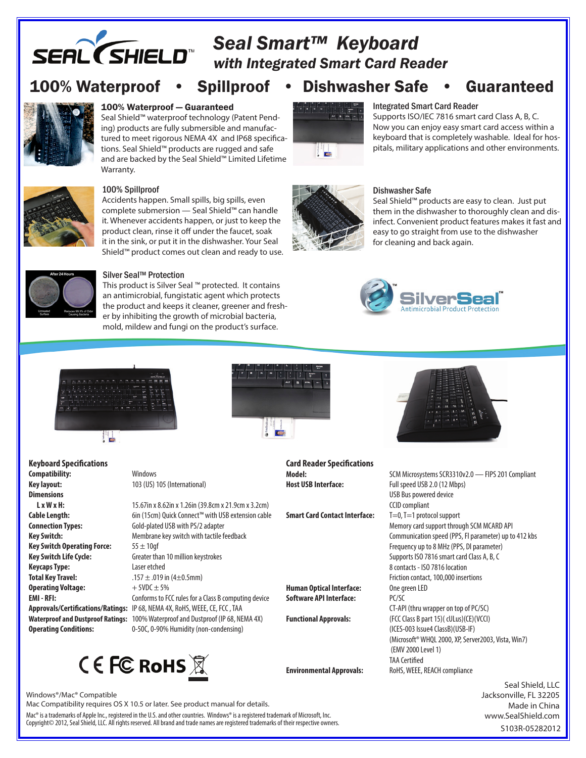# Seal Smart™ Keyboard

## *with Integrated Smart Card Reader*

## 100% Waterproof • Spillproof • Dishwasher Safe • Guaranteed

### 100% Waterproof — Guaranteed

Seal Shield™ waterproof technology (Patent Pending) products are fully submersible and manufactured to meet rigorous NEMA 4X and IP68 specifications. Seal Shield™ products are rugged and safe and are backed by the Seal Shield™ Limited Lifetime Warranty.

### Integrated Smart Card Reader

Supports ISO/IEC 7816 smart card Class A, B, C. Now you can enjoy easy smart card access within a keyboard that is completely washable. Ideal for hospitals, military applications and other environments.

### 100% Spillproof

Accidents happen. Small spills, big spills, even complete submersion — Seal Shield™ can handle it. Whenever accidents happen, or just to keep the product clean, rinse it off under the faucet, soak it in the sink, or put it in the dishwasher. Your Seal Shield™ product comes out clean and ready to use.

### Dishwasher Safe

Seal Shield™ products are easy to clean. Just put them in the dishwasher to thoroughly clean and disinfect. Convenient product features makes it fast and easy to go straight from use to the dishwasher for cleaning and back again.

### Silver Seal™ Protection

This product is Silver Seal ™ protected. It contains an antimicrobial, fungistatic agent which protects the product and keeps it cleaner, greener and fresher by inhibiting the growth of microbial bacteria, mold, mildew and fungi on the product's surface.

SilverSeal™ Antimicrobial Product Protection

### Keyboard Specifications

| | |
|---|---|
| **Compatibility:** | Windows |
| **Key layout:** | 103 (US) 105 (International) |
| **Dimensions L x W x H:** | 15.67in x 8.62in x 1.26in (39.8cm x 21.9cm x 3.2cm) |
| **Cable Length:** | 6in (15cm) Quick Connect™ with USB extension cable |
| **Connection Types:** | Gold-plated USB with PS/2 adapter |
| **Key Switch:** | Membrane key switch with tactile feedback |
| **Key Switch Operating Force:** | 55 ± 10gf |
| **Key Switch Life Cycle:** | Greater than 10 million keystrokes |
| **Keycaps Type:** | Laser etched |
| **Total Key Travel:** | .157 ± .019 in (4±0.5mm) |
| **Operating Voltage:** | + 5VDC ± 5% |
| **EMI - RFI:** | Conforms to FCC rules for a Class B computing device |
| **Approvals/Certifications/Ratings:** | IP 68, NEMA 4X, RoHS, WEEE, CE, FCC , TAA |
| **Waterproof and Dustproof Ratings:** | 100% Waterproof and Dustproof (IP 68, NEMA 4X) |
| **Operating Conditions:** | 0-50C, 0-90% Humidity (non-condensing) |

CE FC RoHS

### Card Reader Specifications

| | |
|---|---|
| **Model:** | SCM Microsystems SCR3310v2.0 — FIPS 201 Compliant |
| **Host USB Interface:** | Full speed USB 2.0 (12 Mbps)<br>USB Bus powered device<br>CCID compliant |
| **Smart Card Contact Interface:** | T=0, T=1 protocol support<br>Memory card support through SCM MCARD API<br>Communication speed (PPS, FI parameter) up to 412 kbs<br>Frequency up to 8 MHz (PPS, DI parameter)<br>Supports ISO 7816 smart card Class A, B, C<br>8 contacts - ISO 7816 location<br>Friction contact, 100,000 insertions |
| **Human Optical Interface:** | One green LED |
| **Software API Interface:** | PC/SC<br>CT-API (thru wrapper on top of PC/SC) |
| **Functional Approvals:** | (FCC Class B part 15)( cULus)(CE)(VCCI)<br>(ICES-003 Issue4 ClassB)(USB-IF)<br>(Microsoft® WHQL 2000, XP, Server2003, Vista, Win7)<br>(EMV 2000 Level 1)<br>TAA Certified |
| **Environmental Approvals:** | RoHS, WEEE, REACH compliance |

Windows®/Mac® Compatible
Mac Compatibility requires OS X 10.5 or later. See product manual for details.

Mac® is a trademarks of Apple Inc., registered in the U.S. and other countries. Windows® is a registered trademark of Microsoft, Inc.
Copyright© 2012, Seal Shield, LLC. All rights reserved. All brand and trade names are registered trademarks of their respective owners.

Seal Shield, LLC
Jacksonville, FL 32205
Made in China
www.SealShield.com
S103R-05282012